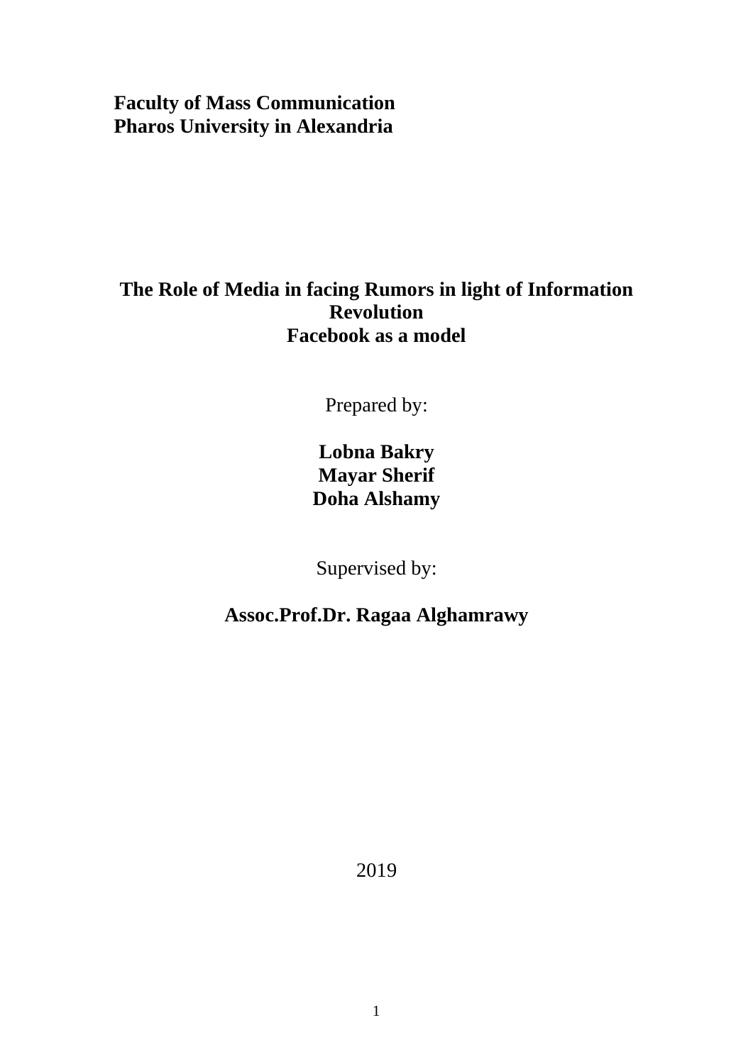**Faculty of Mass Communication**
**Pharos University in Alexandria**

# The Role of Media in facing Rumors in light of Information Revolution
# Facebook as a model

Prepared by:

**Lobna Bakry**
**Mayar Sherif**
**Doha Alshamy**

Supervised by:

**Assoc.Prof.Dr. Ragaa Alghamrawy**

2019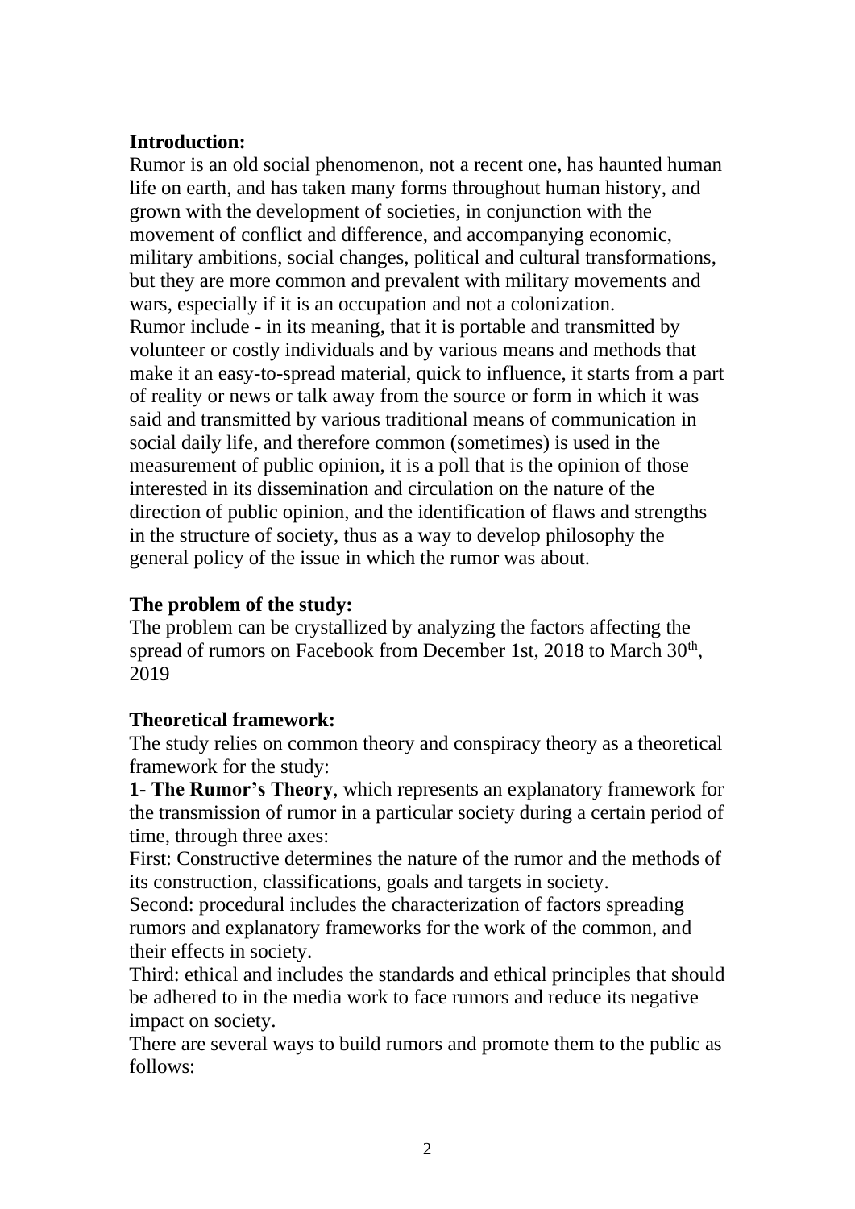**Introduction:**

Rumor is an old social phenomenon, not a recent one, has haunted human life on earth, and has taken many forms throughout human history, and grown with the development of societies, in conjunction with the movement of conflict and difference, and accompanying economic, military ambitions, social changes, political and cultural transformations, but they are more common and prevalent with military movements and wars, especially if it is an occupation and not a colonization.

Rumor include - in its meaning, that it is portable and transmitted by volunteer or costly individuals and by various means and methods that make it an easy-to-spread material, quick to influence, it starts from a part of reality or news or talk away from the source or form in which it was said and transmitted by various traditional means of communication in social daily life, and therefore common (sometimes) is used in the measurement of public opinion, it is a poll that is the opinion of those interested in its dissemination and circulation on the nature of the direction of public opinion, and the identification of flaws and strengths in the structure of society, thus as a way to develop philosophy the general policy of the issue in which the rumor was about.

**The problem of the study:**

The problem can be crystallized by analyzing the factors affecting the spread of rumors on Facebook from December 1st, 2018 to March 30th, 2019

**Theoretical framework:**

The study relies on common theory and conspiracy theory as a theoretical framework for the study:

**1- The Rumor's Theory**, which represents an explanatory framework for the transmission of rumor in a particular society during a certain period of time, through three axes:

First: Constructive determines the nature of the rumor and the methods of its construction, classifications, goals and targets in society.

Second: procedural includes the characterization of factors spreading rumors and explanatory frameworks for the work of the common, and their effects in society.

Third: ethical and includes the standards and ethical principles that should be adhered to in the media work to face rumors and reduce its negative impact on society.

There are several ways to build rumors and promote them to the public as follows: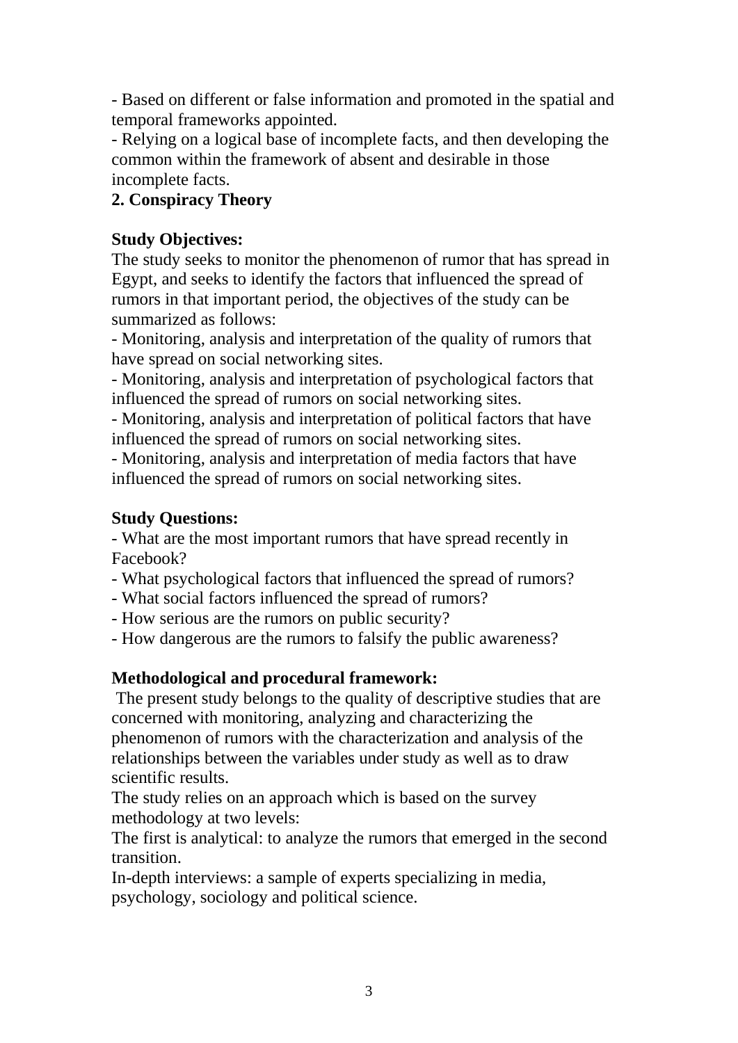- Based on different or false information and promoted in the spatial and temporal frameworks appointed.
- Relying on a logical base of incomplete facts, and then developing the common within the framework of absent and desirable in those incomplete facts.

**2. Conspiracy Theory**

**Study Objectives:**

The study seeks to monitor the phenomenon of rumor that has spread in Egypt, and seeks to identify the factors that influenced the spread of rumors in that important period, the objectives of the study can be summarized as follows:

- Monitoring, analysis and interpretation of the quality of rumors that have spread on social networking sites.
- Monitoring, analysis and interpretation of psychological factors that influenced the spread of rumors on social networking sites.
- Monitoring, analysis and interpretation of political factors that have influenced the spread of rumors on social networking sites.
- Monitoring, analysis and interpretation of media factors that have influenced the spread of rumors on social networking sites.

**Study Questions:**

- What are the most important rumors that have spread recently in Facebook?
- What psychological factors that influenced the spread of rumors?
- What social factors influenced the spread of rumors?
- How serious are the rumors on public security?
- How dangerous are the rumors to falsify the public awareness?

**Methodological and procedural framework:**

The present study belongs to the quality of descriptive studies that are concerned with monitoring, analyzing and characterizing the phenomenon of rumors with the characterization and analysis of the relationships between the variables under study as well as to draw scientific results.

The study relies on an approach which is based on the survey methodology at two levels:

The first is analytical: to analyze the rumors that emerged in the second transition.

In-depth interviews: a sample of experts specializing in media, psychology, sociology and political science.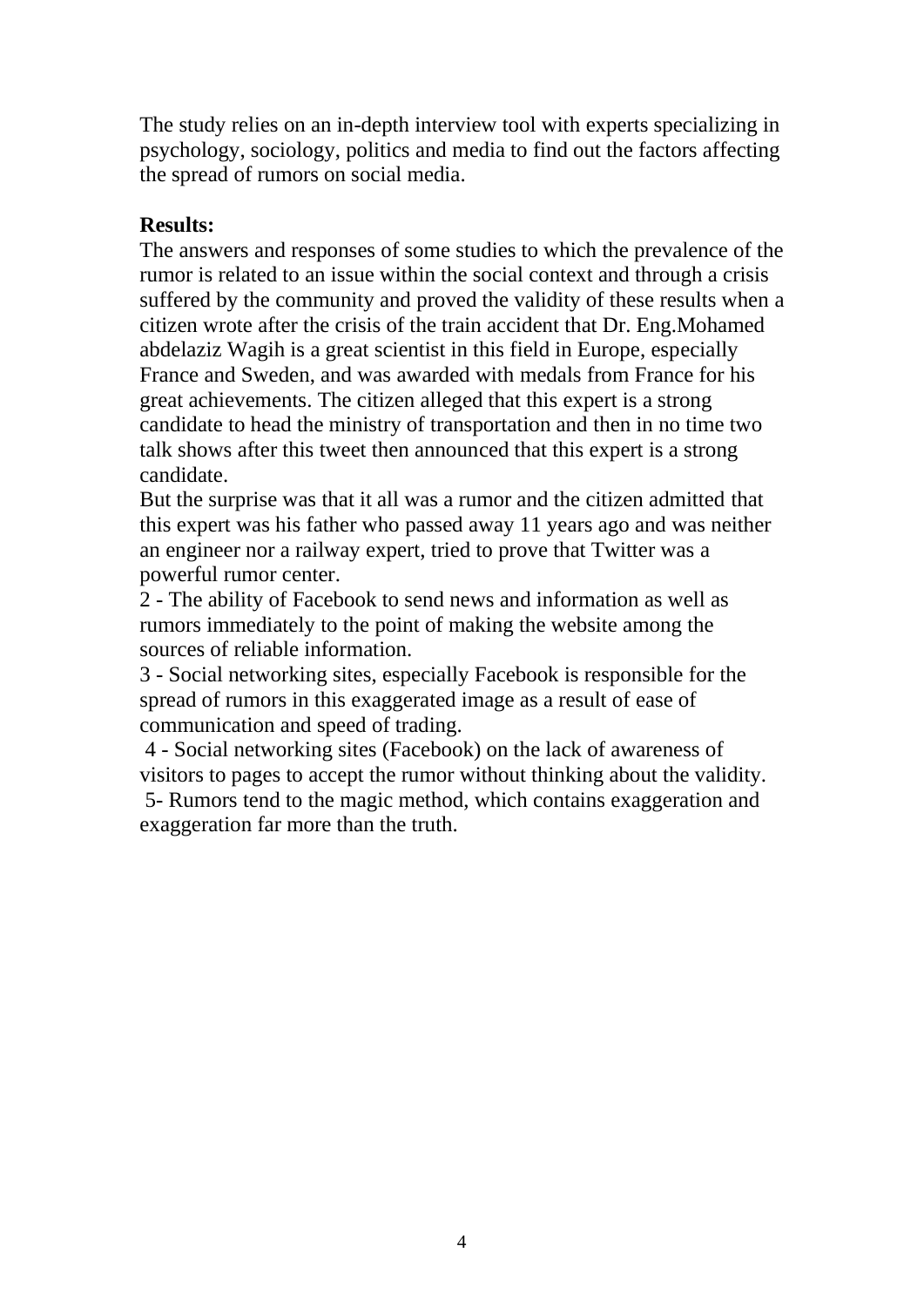The study relies on an in-depth interview tool with experts specializing in psychology, sociology, politics and media to find out the factors affecting the spread of rumors on social media.

**Results:**

The answers and responses of some studies to which the prevalence of the rumor is related to an issue within the social context and through a crisis suffered by the community and proved the validity of these results when a citizen wrote after the crisis of the train accident that Dr. Eng.Mohamed abdelaziz Wagih is a great scientist in this field in Europe, especially France and Sweden, and was awarded with medals from France for his great achievements. The citizen alleged that this expert is a strong candidate to head the ministry of transportation and then in no time two talk shows after this tweet then announced that this expert is a strong candidate.

But the surprise was that it all was a rumor and the citizen admitted that this expert was his father who passed away 11 years ago and was neither an engineer nor a railway expert, tried to prove that Twitter was a powerful rumor center.

2 - The ability of Facebook to send news and information as well as rumors immediately to the point of making the website among the sources of reliable information.

3 - Social networking sites, especially Facebook is responsible for the spread of rumors in this exaggerated image as a result of ease of communication and speed of trading.

4 - Social networking sites (Facebook) on the lack of awareness of visitors to pages to accept the rumor without thinking about the validity.

5- Rumors tend to the magic method, which contains exaggeration and exaggeration far more than the truth.